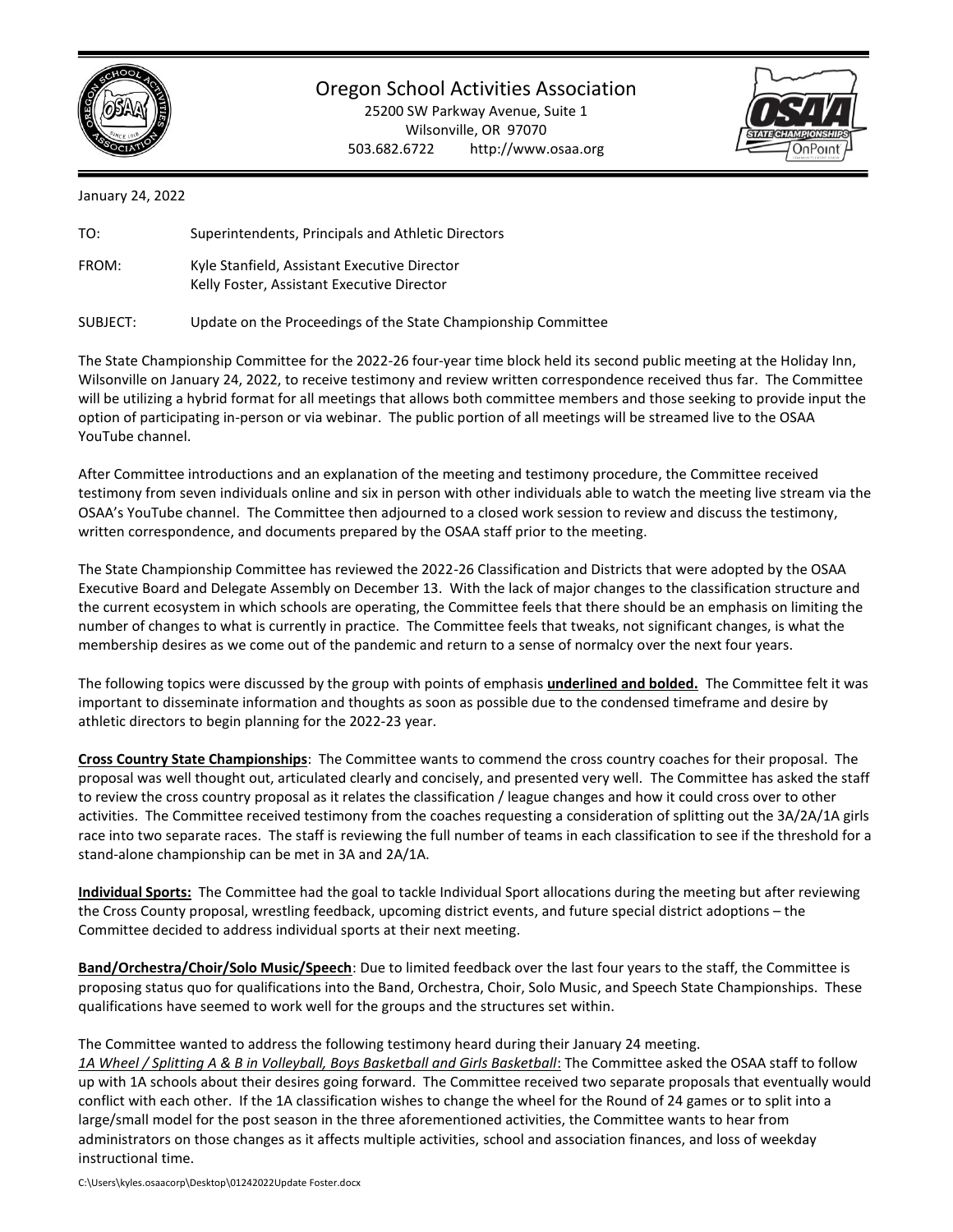# Oregon School Activities Association

25200 SW Parkway Avenue, Suite 1
Wilsonville, OR 97070
503.682.6722 http://www.osaa.org

January 24, 2022

TO: Superintendents, Principals and Athletic Directors

FROM: Kyle Stanfield, Assistant Executive Director
Kelly Foster, Assistant Executive Director

SUBJECT: Update on the Proceedings of the State Championship Committee

The State Championship Committee for the 2022-26 four-year time block held its second public meeting at the Holiday Inn, Wilsonville on January 24, 2022, to receive testimony and review written correspondence received thus far. The Committee will be utilizing a hybrid format for all meetings that allows both committee members and those seeking to provide input the option of participating in-person or via webinar. The public portion of all meetings will be streamed live to the OSAA YouTube channel.

After Committee introductions and an explanation of the meeting and testimony procedure, the Committee received testimony from seven individuals online and six in person with other individuals able to watch the meeting live stream via the OSAA's YouTube channel. The Committee then adjourned to a closed work session to review and discuss the testimony, written correspondence, and documents prepared by the OSAA staff prior to the meeting.

The State Championship Committee has reviewed the 2022-26 Classification and Districts that were adopted by the OSAA Executive Board and Delegate Assembly on December 13. With the lack of major changes to the classification structure and the current ecosystem in which schools are operating, the Committee feels that there should be an emphasis on limiting the number of changes to what is currently in practice. The Committee feels that tweaks, not significant changes, is what the membership desires as we come out of the pandemic and return to a sense of normalcy over the next four years.

The following topics were discussed by the group with points of emphasis **underlined and bolded.** The Committee felt it was important to disseminate information and thoughts as soon as possible due to the condensed timeframe and desire by athletic directors to begin planning for the 2022-23 year.

**Cross Country State Championships**: The Committee wants to commend the cross country coaches for their proposal. The proposal was well thought out, articulated clearly and concisely, and presented very well. The Committee has asked the staff to review the cross country proposal as it relates the classification / league changes and how it could cross over to other activities. The Committee received testimony from the coaches requesting a consideration of splitting out the 3A/2A/1A girls race into two separate races. The staff is reviewing the full number of teams in each classification to see if the threshold for a stand-alone championship can be met in 3A and 2A/1A.

**Individual Sports:** The Committee had the goal to tackle Individual Sport allocations during the meeting but after reviewing the Cross County proposal, wrestling feedback, upcoming district events, and future special district adoptions – the Committee decided to address individual sports at their next meeting.

**Band/Orchestra/Choir/Solo Music/Speech**: Due to limited feedback over the last four years to the staff, the Committee is proposing status quo for qualifications into the Band, Orchestra, Choir, Solo Music, and Speech State Championships. These qualifications have seemed to work well for the groups and the structures set within.

The Committee wanted to address the following testimony heard during their January 24 meeting.

*1A Wheel / Splitting A & B in Volleyball, Boys Basketball and Girls Basketball*: The Committee asked the OSAA staff to follow up with 1A schools about their desires going forward. The Committee received two separate proposals that eventually would conflict with each other. If the 1A classification wishes to change the wheel for the Round of 24 games or to split into a large/small model for the post season in the three aforementioned activities, the Committee wants to hear from administrators on those changes as it affects multiple activities, school and association finances, and loss of weekday instructional time.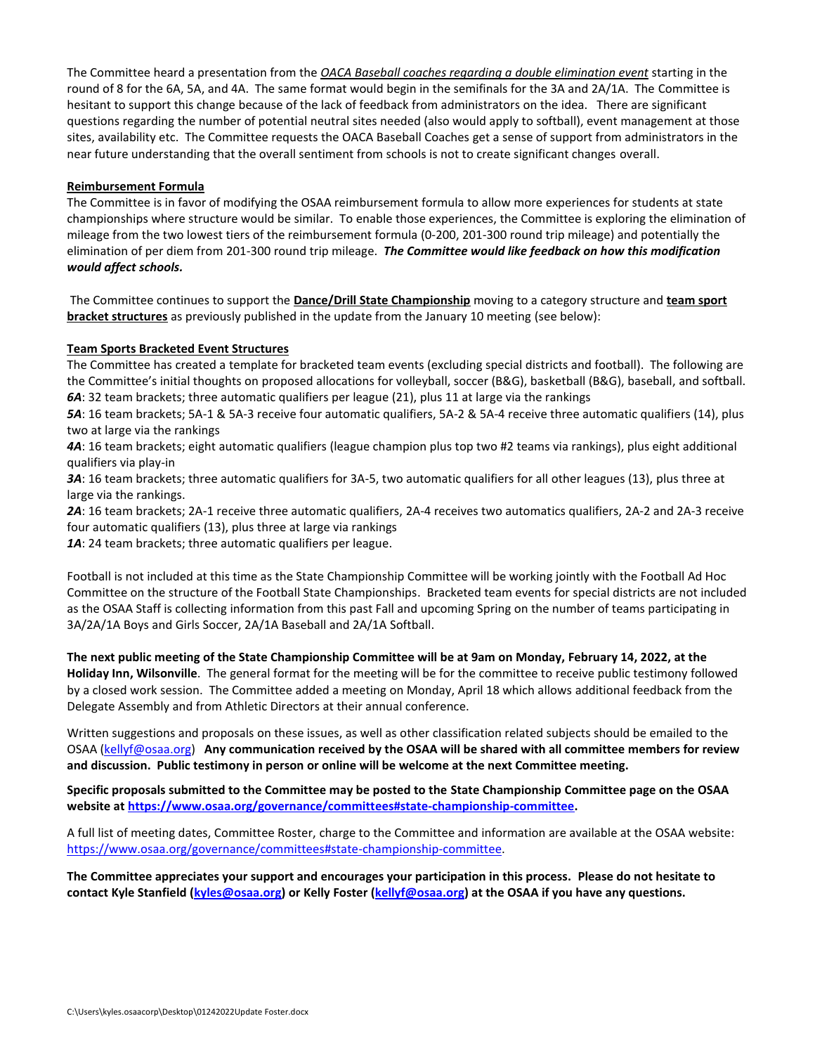The Committee heard a presentation from the *OACA Baseball coaches regarding a double elimination event* starting in the round of 8 for the 6A, 5A, and 4A. The same format would begin in the semifinals for the 3A and 2A/1A. The Committee is hesitant to support this change because of the lack of feedback from administrators on the idea. There are significant questions regarding the number of potential neutral sites needed (also would apply to softball), event management at those sites, availability etc. The Committee requests the OACA Baseball Coaches get a sense of support from administrators in the near future understanding that the overall sentiment from schools is not to create significant changes overall.

**Reimbursement Formula**

The Committee is in favor of modifying the OSAA reimbursement formula to allow more experiences for students at state championships where structure would be similar. To enable those experiences, the Committee is exploring the elimination of mileage from the two lowest tiers of the reimbursement formula (0-200, 201-300 round trip mileage) and potentially the elimination of per diem from 201-300 round trip mileage. ***The Committee would like feedback on how this modification would affect schools.***

The Committee continues to support the **Dance/Drill State Championship** moving to a category structure and **team sport bracket structures** as previously published in the update from the January 10 meeting (see below):

**Team Sports Bracketed Event Structures**

The Committee has created a template for bracketed team events (excluding special districts and football). The following are the Committee's initial thoughts on proposed allocations for volleyball, soccer (B&G), basketball (B&G), baseball, and softball.

***6A***: 32 team brackets; three automatic qualifiers per league (21), plus 11 at large via the rankings

***5A***: 16 team brackets; 5A-1 & 5A-3 receive four automatic qualifiers, 5A-2 & 5A-4 receive three automatic qualifiers (14), plus two at large via the rankings

***4A***: 16 team brackets; eight automatic qualifiers (league champion plus top two #2 teams via rankings), plus eight additional qualifiers via play-in

***3A***: 16 team brackets; three automatic qualifiers for 3A-5, two automatic qualifiers for all other leagues (13), plus three at large via the rankings.

***2A***: 16 team brackets; 2A-1 receive three automatic qualifiers, 2A-4 receives two automatics qualifiers, 2A-2 and 2A-3 receive four automatic qualifiers (13), plus three at large via rankings

***1A***: 24 team brackets; three automatic qualifiers per league.

Football is not included at this time as the State Championship Committee will be working jointly with the Football Ad Hoc Committee on the structure of the Football State Championships. Bracketed team events for special districts are not included as the OSAA Staff is collecting information from this past Fall and upcoming Spring on the number of teams participating in 3A/2A/1A Boys and Girls Soccer, 2A/1A Baseball and 2A/1A Softball.

**The next public meeting of the State Championship Committee will be at 9am on Monday, February 14, 2022, at the Holiday Inn, Wilsonville**. The general format for the meeting will be for the committee to receive public testimony followed by a closed work session. The Committee added a meeting on Monday, April 18 which allows additional feedback from the Delegate Assembly and from Athletic Directors at their annual conference.

Written suggestions and proposals on these issues, as well as other classification related subjects should be emailed to the OSAA (kellyf@osaa.org) **Any communication received by the OSAA will be shared with all committee members for review and discussion. Public testimony in person or online will be welcome at the next Committee meeting.**

**Specific proposals submitted to the Committee may be posted to the State Championship Committee page on the OSAA website at https://www.osaa.org/governance/committees#state-championship-committee.**

A full list of meeting dates, Committee Roster, charge to the Committee and information are available at the OSAA website: https://www.osaa.org/governance/committees#state-championship-committee.

**The Committee appreciates your support and encourages your participation in this process. Please do not hesitate to contact Kyle Stanfield (kyles@osaa.org) or Kelly Foster (kellyf@osaa.org) at the OSAA if you have any questions.**

C:\Users\kyles.osaacorp\Desktop\01242022Update Foster.docx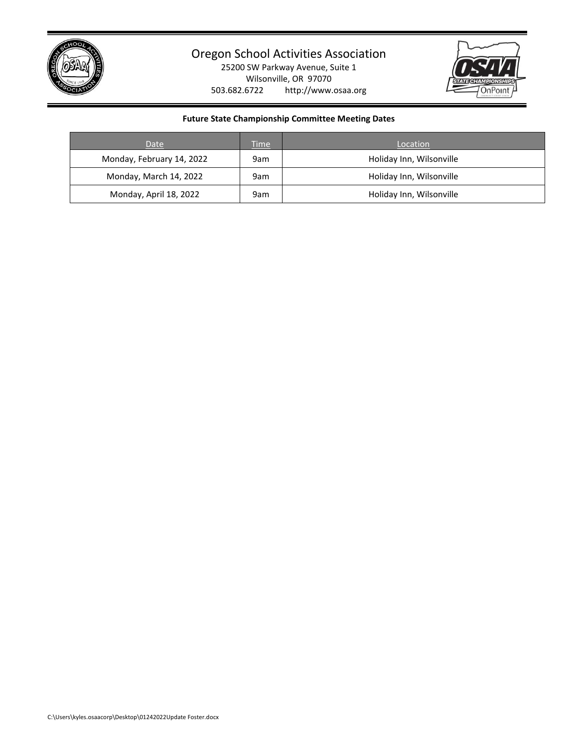# Oregon School Activities Association

25200 SW Parkway Avenue, Suite 1
Wilsonville, OR 97070
503.682.6722 http://www.osaa.org

**Future State Championship Committee Meeting Dates**

| Date | Time | Location |
|---|---|---|
| Monday, February 14, 2022 | 9am | Holiday Inn, Wilsonville |
| Monday, March 14, 2022 | 9am | Holiday Inn, Wilsonville |
| Monday, April 18, 2022 | 9am | Holiday Inn, Wilsonville |

C:\Users\kyles.osaacorp\Desktop\01242022Update Foster.docx